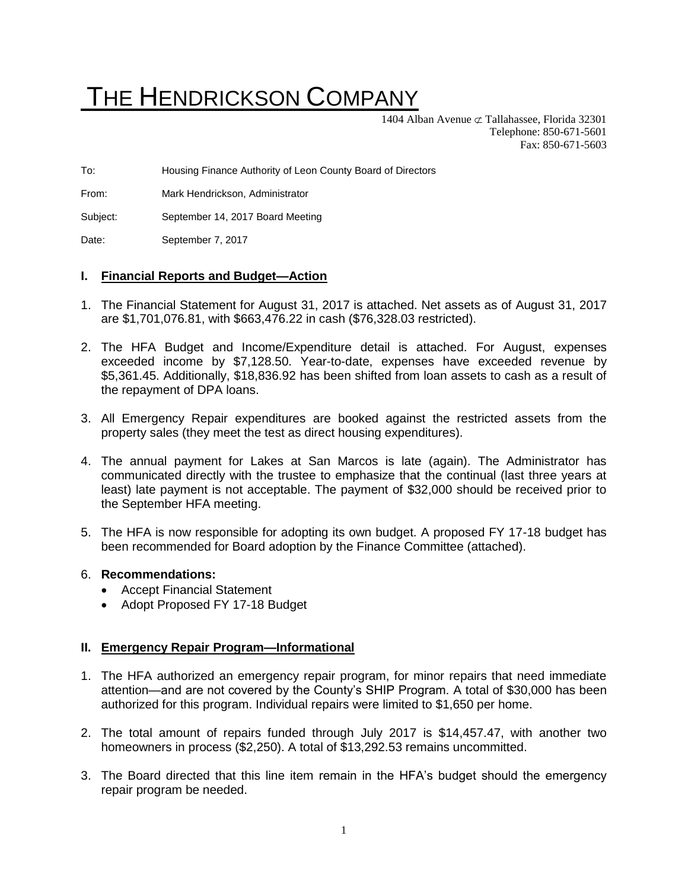# THE HENDRICKSON COMPANY

1404 Alban Avenue ⊄ Tallahassee, Florida 32301
Telephone: 850-671-5601
Fax: 850-671-5603

To: Housing Finance Authority of Leon County Board of Directors

From: Mark Hendrickson, Administrator

Subject: September 14, 2017 Board Meeting

Date: September 7, 2017

## I. Financial Reports and Budget—Action

1. The Financial Statement for August 31, 2017 is attached. Net assets as of August 31, 2017 are $1,701,076.81, with $663,476.22 in cash ($76,328.03 restricted).
2. The HFA Budget and Income/Expenditure detail is attached. For August, expenses exceeded income by $7,128.50. Year-to-date, expenses have exceeded revenue by $5,361.45. Additionally, $18,836.92 has been shifted from loan assets to cash as a result of the repayment of DPA loans.
3. All Emergency Repair expenditures are booked against the restricted assets from the property sales (they meet the test as direct housing expenditures).
4. The annual payment for Lakes at San Marcos is late (again). The Administrator has communicated directly with the trustee to emphasize that the continual (last three years at least) late payment is not acceptable. The payment of $32,000 should be received prior to the September HFA meeting.
5. The HFA is now responsible for adopting its own budget. A proposed FY 17-18 budget has been recommended for Board adoption by the Finance Committee (attached).
6. **Recommendations:**
   - Accept Financial Statement
   - Adopt Proposed FY 17-18 Budget

## II. Emergency Repair Program—Informational

1. The HFA authorized an emergency repair program, for minor repairs that need immediate attention—and are not covered by the County's SHIP Program. A total of $30,000 has been authorized for this program. Individual repairs were limited to $1,650 per home.
2. The total amount of repairs funded through July 2017 is $14,457.47, with another two homeowners in process ($2,250). A total of $13,292.53 remains uncommitted.
3. The Board directed that this line item remain in the HFA's budget should the emergency repair program be needed.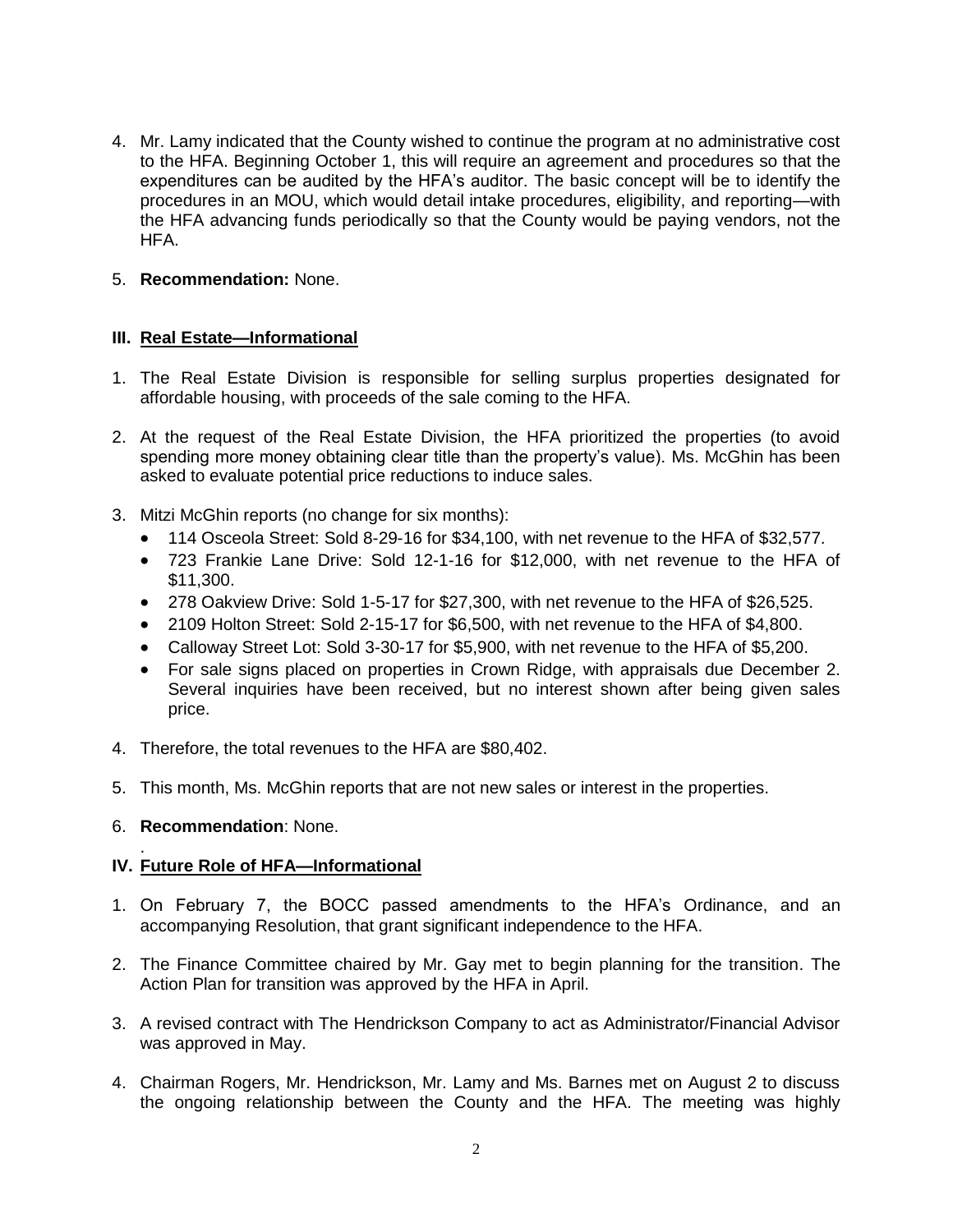4. Mr. Lamy indicated that the County wished to continue the program at no administrative cost to the HFA. Beginning October 1, this will require an agreement and procedures so that the expenditures can be audited by the HFA's auditor. The basic concept will be to identify the procedures in an MOU, which would detail intake procedures, eligibility, and reporting—with the HFA advancing funds periodically so that the County would be paying vendors, not the HFA.

5. **Recommendation:** None.

## III. Real Estate—Informational

1. The Real Estate Division is responsible for selling surplus properties designated for affordable housing, with proceeds of the sale coming to the HFA.

2. At the request of the Real Estate Division, the HFA prioritized the properties (to avoid spending more money obtaining clear title than the property's value). Ms. McGhin has been asked to evaluate potential price reductions to induce sales.

3. Mitzi McGhin reports (no change for six months):
   - 114 Osceola Street: Sold 8-29-16 for $34,100, with net revenue to the HFA of $32,577.
   - 723 Frankie Lane Drive: Sold 12-1-16 for $12,000, with net revenue to the HFA of $11,300.
   - 278 Oakview Drive: Sold 1-5-17 for $27,300, with net revenue to the HFA of $26,525.
   - 2109 Holton Street: Sold 2-15-17 for $6,500, with net revenue to the HFA of $4,800.
   - Calloway Street Lot: Sold 3-30-17 for $5,900, with net revenue to the HFA of $5,200.
   - For sale signs placed on properties in Crown Ridge, with appraisals due December 2. Several inquiries have been received, but no interest shown after being given sales price.

4. Therefore, the total revenues to the HFA are $80,402.

5. This month, Ms. McGhin reports that are not new sales or interest in the properties.

6. **Recommendation**: None.

.

## IV. Future Role of HFA—Informational

1. On February 7, the BOCC passed amendments to the HFA's Ordinance, and an accompanying Resolution, that grant significant independence to the HFA.

2. The Finance Committee chaired by Mr. Gay met to begin planning for the transition. The Action Plan for transition was approved by the HFA in April.

3. A revised contract with The Hendrickson Company to act as Administrator/Financial Advisor was approved in May.

4. Chairman Rogers, Mr. Hendrickson, Mr. Lamy and Ms. Barnes met on August 2 to discuss the ongoing relationship between the County and the HFA. The meeting was highly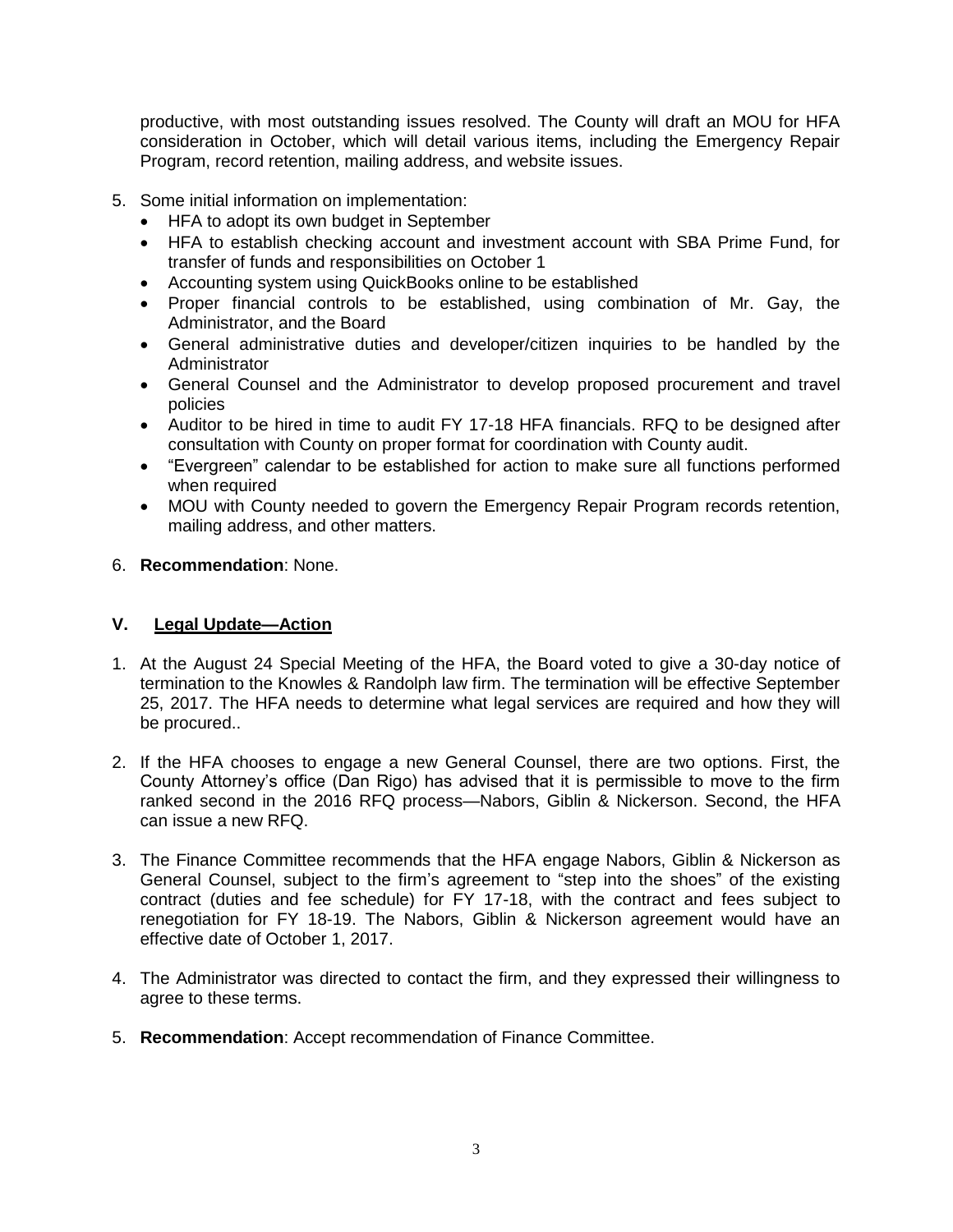productive, with most outstanding issues resolved. The County will draft an MOU for HFA consideration in October, which will detail various items, including the Emergency Repair Program, record retention, mailing address, and website issues.

5. Some initial information on implementation:
   - HFA to adopt its own budget in September
   - HFA to establish checking account and investment account with SBA Prime Fund, for transfer of funds and responsibilities on October 1
   - Accounting system using QuickBooks online to be established
   - Proper financial controls to be established, using combination of Mr. Gay, the Administrator, and the Board
   - General administrative duties and developer/citizen inquiries to be handled by the Administrator
   - General Counsel and the Administrator to develop proposed procurement and travel policies
   - Auditor to be hired in time to audit FY 17-18 HFA financials. RFQ to be designed after consultation with County on proper format for coordination with County audit.
   - "Evergreen" calendar to be established for action to make sure all functions performed when required
   - MOU with County needed to govern the Emergency Repair Program records retention, mailing address, and other matters.

6. **Recommendation**: None.

## V. Legal Update—Action

1. At the August 24 Special Meeting of the HFA, the Board voted to give a 30-day notice of termination to the Knowles & Randolph law firm. The termination will be effective September 25, 2017. The HFA needs to determine what legal services are required and how they will be procured..

2. If the HFA chooses to engage a new General Counsel, there are two options. First, the County Attorney's office (Dan Rigo) has advised that it is permissible to move to the firm ranked second in the 2016 RFQ process—Nabors, Giblin & Nickerson. Second, the HFA can issue a new RFQ.

3. The Finance Committee recommends that the HFA engage Nabors, Giblin & Nickerson as General Counsel, subject to the firm's agreement to "step into the shoes" of the existing contract (duties and fee schedule) for FY 17-18, with the contract and fees subject to renegotiation for FY 18-19. The Nabors, Giblin & Nickerson agreement would have an effective date of October 1, 2017.

4. The Administrator was directed to contact the firm, and they expressed their willingness to agree to these terms.

5. **Recommendation**: Accept recommendation of Finance Committee.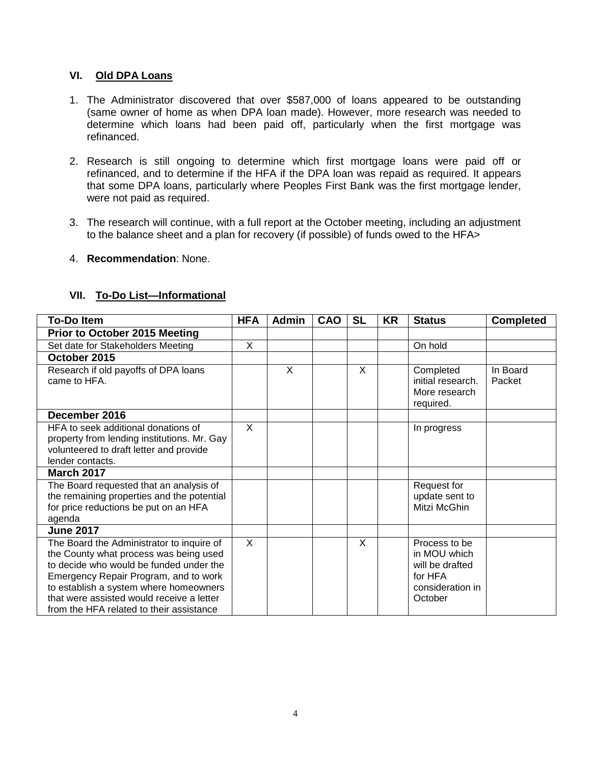## VI. Old DPA Loans

1. The Administrator discovered that over $587,000 of loans appeared to be outstanding (same owner of home as when DPA loan made). However, more research was needed to determine which loans had been paid off, particularly when the first mortgage was refinanced.

2. Research is still ongoing to determine which first mortgage loans were paid off or refinanced, and to determine if the HFA if the DPA loan was repaid as required. It appears that some DPA loans, particularly where Peoples First Bank was the first mortgage lender, were not paid as required.

3. The research will continue, with a full report at the October meeting, including an adjustment to the balance sheet and a plan for recovery (if possible) of funds owed to the HFA>

4. **Recommendation**: None.

## VII. To-Do List—Informational

| To-Do Item | HFA | Admin | CAO | SL | KR | Status | Completed |
|---|---|---|---|---|---|---|---|
| **Prior to October 2015 Meeting** | | | | | | | |
| Set date for Stakeholders Meeting | X | | | | | On hold | |
| **October 2015** | | | | | | | |
| Research if old payoffs of DPA loans came to HFA. | | X | | X | | Completed initial research. More research required. | In Board Packet |
| **December 2016** | | | | | | | |
| HFA to seek additional donations of property from lending institutions. Mr. Gay volunteered to draft letter and provide lender contacts. | X | | | | | In progress | |
| **March 2017** | | | | | | | |
| The Board requested that an analysis of the remaining properties and the potential for price reductions be put on an HFA agenda | | | | | | Request for update sent to Mitzi McGhin | |
| **June 2017** | | | | | | | |
| The Board the Administrator to inquire of the County what process was being used to decide who would be funded under the Emergency Repair Program, and to work to establish a system where homeowners that were assisted would receive a letter from the HFA related to their assistance | X | | | X | | Process to be in MOU which will be drafted for HFA consideration in October | |